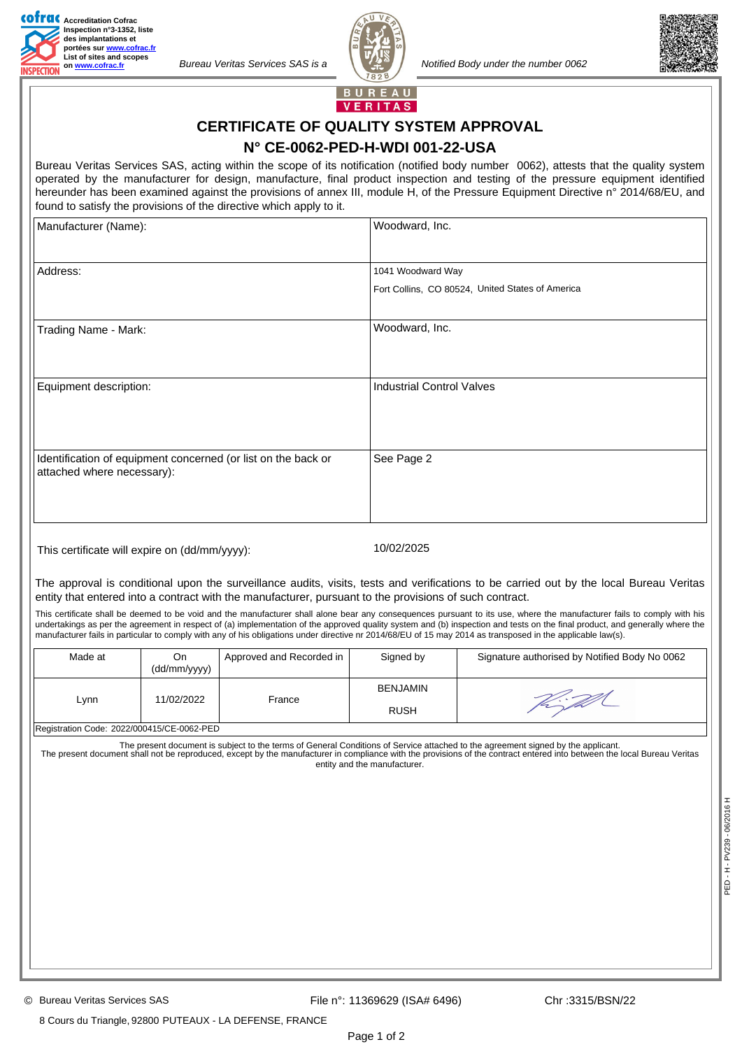**cofrac** Accreditation Cofrac Inspection n°3-1352, liste des implantations et portées sur www.cofrac.fr List of sites and scopes on www.cofrac.fr

*Bureau Veritas Services SAS is a* *Notified Body under the number 0062*

BUREAU VERITAS

# CERTIFICATE OF QUALITY SYSTEM APPROVAL

## N° CE-0062-PED-H-WDI 001-22-USA

Bureau Veritas Services SAS, acting within the scope of its notification (notified body number 0062), attests that the quality system operated by the manufacturer for design, manufacture, final product inspection and testing of the pressure equipment identified hereunder has been examined against the provisions of annex III, module H, of the Pressure Equipment Directive n° 2014/68/EU, and found to satisfy the provisions of the directive which apply to it.

| | |
|---|---|
| Manufacturer (Name): | Woodward, Inc. |
| Address: | 1041 Woodward Way<br>Fort Collins, CO 80524, United States of America |
| Trading Name - Mark: | Woodward, Inc. |
| Equipment description: | Industrial Control Valves |
| Identification of equipment concerned (or list on the back or attached where necessary): | See Page 2 |

This certificate will expire on (dd/mm/yyyy): 10/02/2025

The approval is conditional upon the surveillance audits, visits, tests and verifications to be carried out by the local Bureau Veritas entity that entered into a contract with the manufacturer, pursuant to the provisions of such contract.

This certificate shall be deemed to be void and the manufacturer shall alone bear any consequences pursuant to its use, where the manufacturer fails to comply with his undertakings as per the agreement in respect of (a) implementation of the approved quality system and (b) inspection and tests on the final product, and generally where the manufacturer fails in particular to comply with any of his obligations under directive nr 2014/68/EU of 15 may 2014 as transposed in the applicable law(s).

| Made at | On (dd/mm/yyyy) | Approved and Recorded in | Signed by | Signature authorised by Notified Body No 0062 |
|---|---|---|---|---|
| Lynn | 11/02/2022 | France | BENJAMIN RUSH | |

Registration Code: 2022/000415/CE-0062-PED

The present document is subject to the terms of General Conditions of Service attached to the agreement signed by the applicant.
The present document shall not be reproduced, except by the manufacturer in compliance with the provisions of the contract entered into between the local Bureau Veritas entity and the manufacturer.

PED - H - PV239 - 06/2016 H

© Bureau Veritas Services SAS File n°: 11369629 (ISA# 6496) Chr :3315/BSN/22

8 Cours du Triangle, 92800 PUTEAUX - LA DEFENSE, FRANCE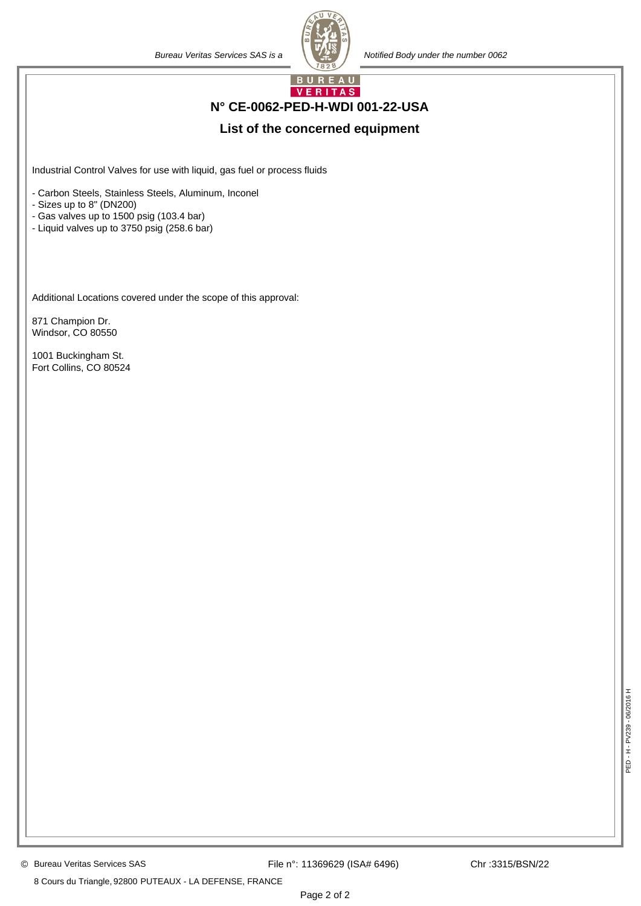Bureau Veritas Services SAS is a Notified Body under the number 0062

BUREAU VERITAS

## N° CE-0062-PED-H-WDI 001-22-USA

## List of the concerned equipment

Industrial Control Valves for use with liquid, gas fuel or process fluids

- Carbon Steels, Stainless Steels, Aluminum, Inconel
- Sizes up to 8" (DN200)
- Gas valves up to 1500 psig (103.4 bar)
- Liquid valves up to 3750 psig (258.6 bar)

Additional Locations covered under the scope of this approval:

871 Champion Dr.
Windsor, CO 80550

1001 Buckingham St.
Fort Collins, CO 80524

© Bureau Veritas Services SAS File n°: 11369629 (ISA# 6496) Chr :3315/BSN/22

8 Cours du Triangle, 92800 PUTEAUX - LA DEFENSE, FRANCE

PED - H - PV239 - 06/2016 H